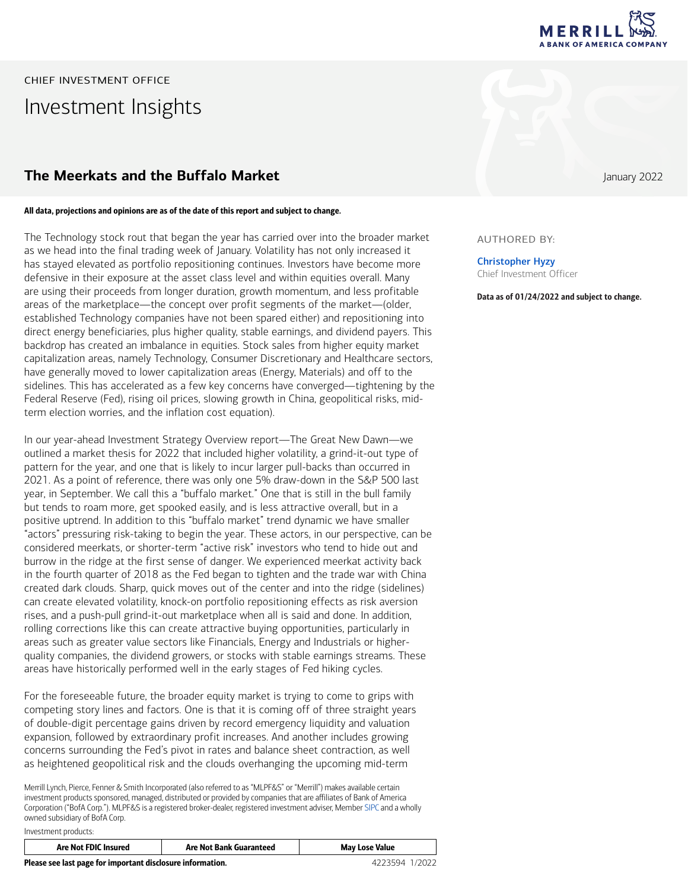CHIEF INVESTMENT OFFICE

# Investment Insights

## The Meerkats and the Buffalo Market

January 2022

**All data, projections and opinions are as of the date of this report and subject to change.**

AUTHORED BY:

Christopher Hyzy
Chief Investment Officer

**Data as of 01/24/2022 and subject to change.**

The Technology stock rout that began the year has carried over into the broader market as we head into the final trading week of January. Volatility has not only increased it has stayed elevated as portfolio repositioning continues. Investors have become more defensive in their exposure at the asset class level and within equities overall. Many are using their proceeds from longer duration, growth momentum, and less profitable areas of the marketplace—the concept over profit segments of the market—(older, established Technology companies have not been spared either) and repositioning into direct energy beneficiaries, plus higher quality, stable earnings, and dividend payers. This backdrop has created an imbalance in equities. Stock sales from higher equity market capitalization areas, namely Technology, Consumer Discretionary and Healthcare sectors, have generally moved to lower capitalization areas (Energy, Materials) and off to the sidelines. This has accelerated as a few key concerns have converged—tightening by the Federal Reserve (Fed), rising oil prices, slowing growth in China, geopolitical risks, mid-term election worries, and the inflation cost equation).

In our year-ahead Investment Strategy Overview report—The Great New Dawn—we outlined a market thesis for 2022 that included higher volatility, a grind-it-out type of pattern for the year, and one that is likely to incur larger pull-backs than occurred in 2021. As a point of reference, there was only one 5% draw-down in the S&P 500 last year, in September. We call this a "buffalo market." One that is still in the bull family but tends to roam more, get spooked easily, and is less attractive overall, but in a positive uptrend. In addition to this "buffalo market" trend dynamic we have smaller "actors" pressuring risk-taking to begin the year. These actors, in our perspective, can be considered meerkats, or shorter-term "active risk" investors who tend to hide out and burrow in the ridge at the first sense of danger. We experienced meerkat activity back in the fourth quarter of 2018 as the Fed began to tighten and the trade war with China created dark clouds. Sharp, quick moves out of the center and into the ridge (sidelines) can create elevated volatility, knock-on portfolio repositioning effects as risk aversion rises, and a push-pull grind-it-out marketplace when all is said and done. In addition, rolling corrections like this can create attractive buying opportunities, particularly in areas such as greater value sectors like Financials, Energy and Industrials or higher-quality companies, the dividend growers, or stocks with stable earnings streams. These areas have historically performed well in the early stages of Fed hiking cycles.

For the foreseeable future, the broader equity market is trying to come to grips with competing story lines and factors. One is that it is coming off of three straight years of double-digit percentage gains driven by record emergency liquidity and valuation expansion, followed by extraordinary profit increases. And another includes growing concerns surrounding the Fed's pivot in rates and balance sheet contraction, as well as heightened geopolitical risk and the clouds overhanging the upcoming mid-term

Merrill Lynch, Pierce, Fenner & Smith Incorporated (also referred to as "MLPF&S" or "Merrill") makes available certain investment products sponsored, managed, distributed or provided by companies that are affiliates of Bank of America Corporation ("BofA Corp."). MLPF&S is a registered broker-dealer, registered investment adviser, Member SIPC and a wholly owned subsidiary of BofA Corp.

Investment products:

| Are Not FDIC Insured | Are Not Bank Guaranteed | May Lose Value |
|---|---|---|

**Please see last page for important disclosure information.**

4223594 1/2022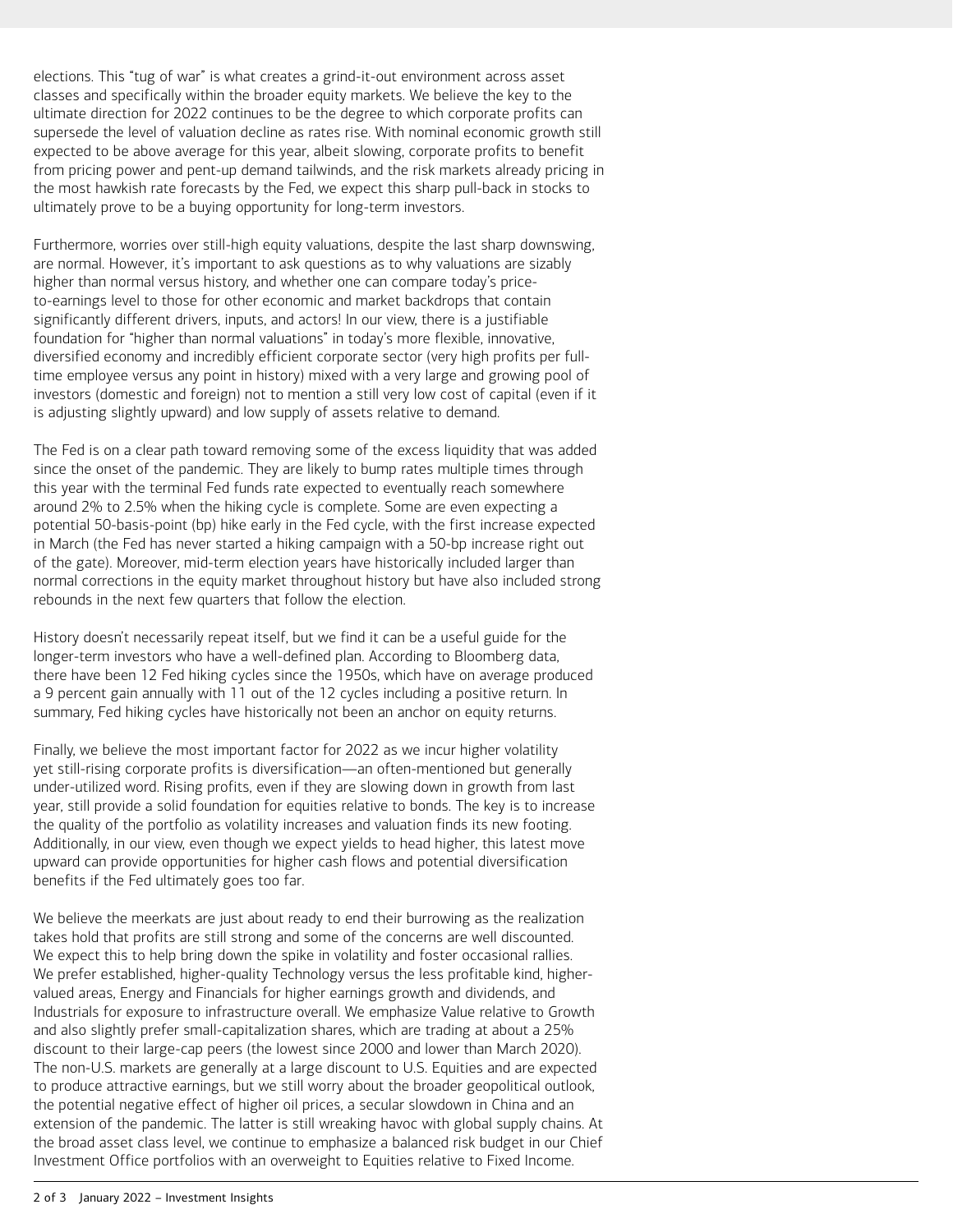elections. This "tug of war" is what creates a grind-it-out environment across asset classes and specifically within the broader equity markets. We believe the key to the ultimate direction for 2022 continues to be the degree to which corporate profits can supersede the level of valuation decline as rates rise. With nominal economic growth still expected to be above average for this year, albeit slowing, corporate profits to benefit from pricing power and pent-up demand tailwinds, and the risk markets already pricing in the most hawkish rate forecasts by the Fed, we expect this sharp pull-back in stocks to ultimately prove to be a buying opportunity for long-term investors.

Furthermore, worries over still-high equity valuations, despite the last sharp downswing, are normal. However, it's important to ask questions as to why valuations are sizably higher than normal versus history, and whether one can compare today's price-to-earnings level to those for other economic and market backdrops that contain significantly different drivers, inputs, and actors! In our view, there is a justifiable foundation for "higher than normal valuations" in today's more flexible, innovative, diversified economy and incredibly efficient corporate sector (very high profits per full-time employee versus any point in history) mixed with a very large and growing pool of investors (domestic and foreign) not to mention a still very low cost of capital (even if it is adjusting slightly upward) and low supply of assets relative to demand.

The Fed is on a clear path toward removing some of the excess liquidity that was added since the onset of the pandemic. They are likely to bump rates multiple times through this year with the terminal Fed funds rate expected to eventually reach somewhere around 2% to 2.5% when the hiking cycle is complete. Some are even expecting a potential 50-basis-point (bp) hike early in the Fed cycle, with the first increase expected in March (the Fed has never started a hiking campaign with a 50-bp increase right out of the gate). Moreover, mid-term election years have historically included larger than normal corrections in the equity market throughout history but have also included strong rebounds in the next few quarters that follow the election.

History doesn't necessarily repeat itself, but we find it can be a useful guide for the longer-term investors who have a well-defined plan. According to Bloomberg data, there have been 12 Fed hiking cycles since the 1950s, which have on average produced a 9 percent gain annually with 11 out of the 12 cycles including a positive return. In summary, Fed hiking cycles have historically not been an anchor on equity returns.

Finally, we believe the most important factor for 2022 as we incur higher volatility yet still-rising corporate profits is diversification—an often-mentioned but generally under-utilized word. Rising profits, even if they are slowing down in growth from last year, still provide a solid foundation for equities relative to bonds. The key is to increase the quality of the portfolio as volatility increases and valuation finds its new footing. Additionally, in our view, even though we expect yields to head higher, this latest move upward can provide opportunities for higher cash flows and potential diversification benefits if the Fed ultimately goes too far.

We believe the meerkats are just about ready to end their burrowing as the realization takes hold that profits are still strong and some of the concerns are well discounted. We expect this to help bring down the spike in volatility and foster occasional rallies. We prefer established, higher-quality Technology versus the less profitable kind, higher-valued areas, Energy and Financials for higher earnings growth and dividends, and Industrials for exposure to infrastructure overall. We emphasize Value relative to Growth and also slightly prefer small-capitalization shares, which are trading at about a 25% discount to their large-cap peers (the lowest since 2000 and lower than March 2020). The non-U.S. markets are generally at a large discount to U.S. Equities and are expected to produce attractive earnings, but we still worry about the broader geopolitical outlook, the potential negative effect of higher oil prices, a secular slowdown in China and an extension of the pandemic. The latter is still wreaking havoc with global supply chains. At the broad asset class level, we continue to emphasize a balanced risk budget in our Chief Investment Office portfolios with an overweight to Equities relative to Fixed Income.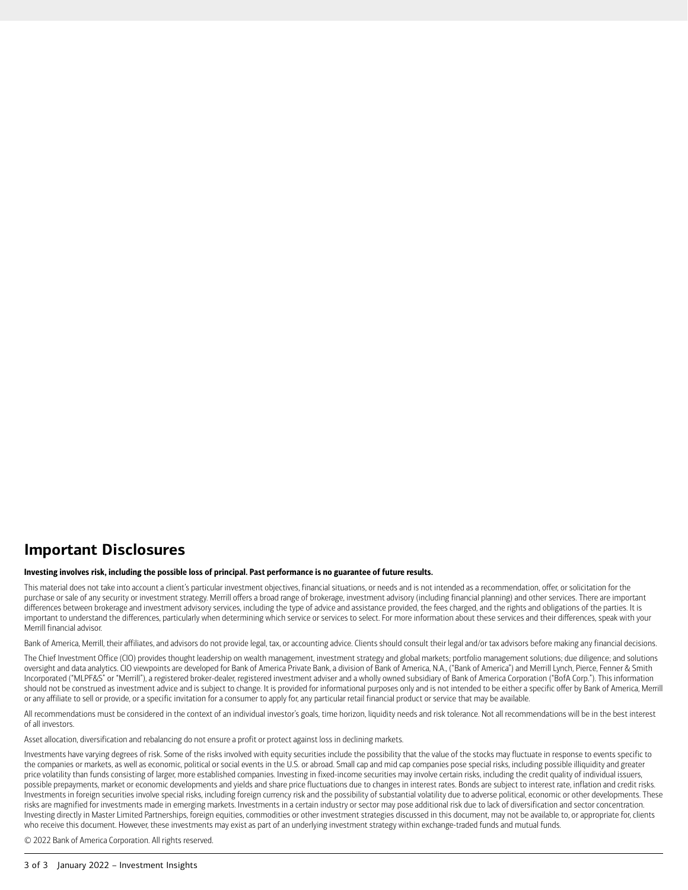## Important Disclosures

**Investing involves risk, including the possible loss of principal. Past performance is no guarantee of future results.**

This material does not take into account a client's particular investment objectives, financial situations, or needs and is not intended as a recommendation, offer, or solicitation for the purchase or sale of any security or investment strategy. Merrill offers a broad range of brokerage, investment advisory (including financial planning) and other services. There are important differences between brokerage and investment advisory services, including the type of advice and assistance provided, the fees charged, and the rights and obligations of the parties. It is important to understand the differences, particularly when determining which service or services to select. For more information about these services and their differences, speak with your Merrill financial advisor.

Bank of America, Merrill, their affiliates, and advisors do not provide legal, tax, or accounting advice. Clients should consult their legal and/or tax advisors before making any financial decisions.

The Chief Investment Office (CIO) provides thought leadership on wealth management, investment strategy and global markets; portfolio management solutions; due diligence; and solutions oversight and data analytics. CIO viewpoints are developed for Bank of America Private Bank, a division of Bank of America, N.A., ("Bank of America") and Merrill Lynch, Pierce, Fenner & Smith Incorporated ("MLPF&S" or "Merrill"), a registered broker-dealer, registered investment adviser and a wholly owned subsidiary of Bank of America Corporation ("BofA Corp."). This information should not be construed as investment advice and is subject to change. It is provided for informational purposes only and is not intended to be either a specific offer by Bank of America, Merrill or any affiliate to sell or provide, or a specific invitation for a consumer to apply for, any particular retail financial product or service that may be available.

All recommendations must be considered in the context of an individual investor's goals, time horizon, liquidity needs and risk tolerance. Not all recommendations will be in the best interest of all investors.

Asset allocation, diversification and rebalancing do not ensure a profit or protect against loss in declining markets.

Investments have varying degrees of risk. Some of the risks involved with equity securities include the possibility that the value of the stocks may fluctuate in response to events specific to the companies or markets, as well as economic, political or social events in the U.S. or abroad. Small cap and mid cap companies pose special risks, including possible illiquidity and greater price volatility than funds consisting of larger, more established companies. Investing in fixed-income securities may involve certain risks, including the credit quality of individual issuers, possible prepayments, market or economic developments and yields and share price fluctuations due to changes in interest rates. Bonds are subject to interest rate, inflation and credit risks. Investments in foreign securities involve special risks, including foreign currency risk and the possibility of substantial volatility due to adverse political, economic or other developments. These risks are magnified for investments made in emerging markets. Investments in a certain industry or sector may pose additional risk due to lack of diversification and sector concentration. Investing directly in Master Limited Partnerships, foreign equities, commodities or other investment strategies discussed in this document, may not be available to, or appropriate for, clients who receive this document. However, these investments may exist as part of an underlying investment strategy within exchange-traded funds and mutual funds.

© 2022 Bank of America Corporation. All rights reserved.